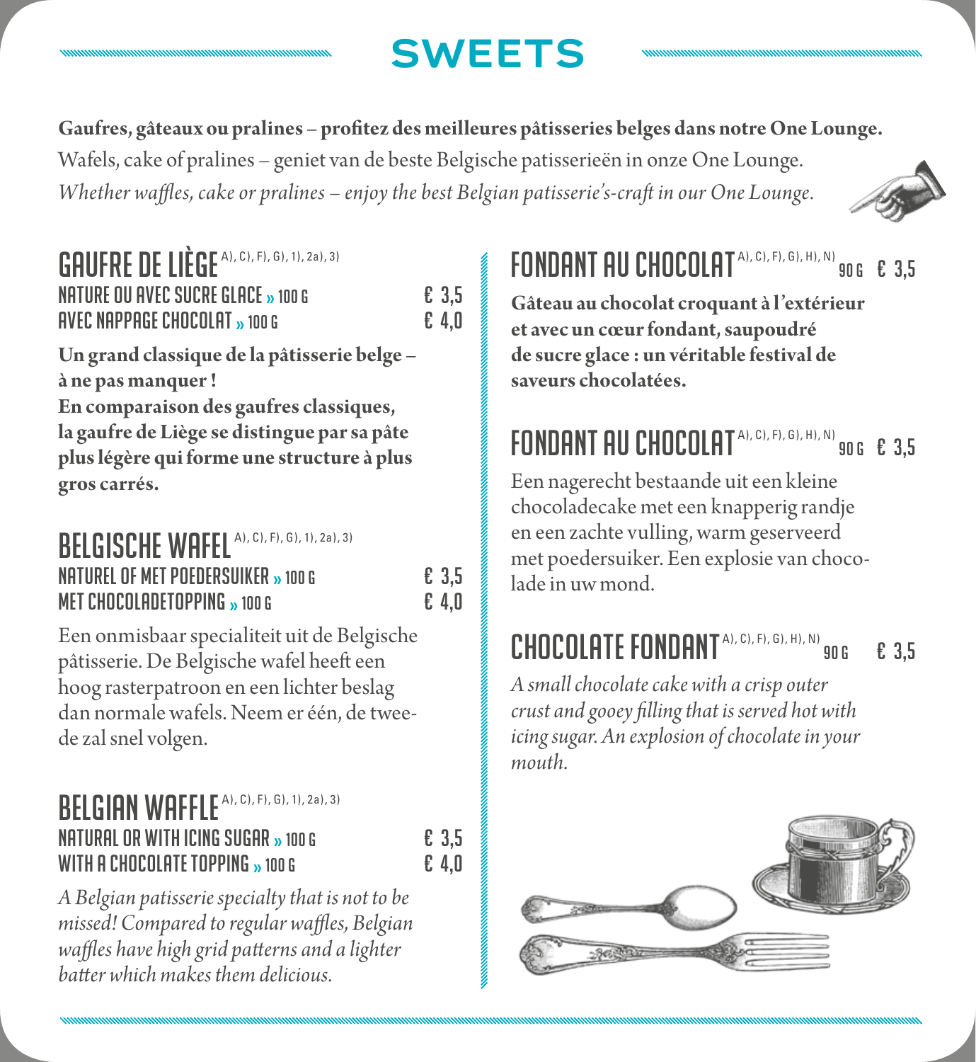# SWEETS

**Gaufres, gâteaux ou pralines – profitez des meilleures pâtisseries belges dans notre One Lounge.**

Wafels, cake of pralines – geniet van de beste Belgische patisserieën in onze One Lounge.

*Whether waffles, cake or pralines – enjoy the best Belgian patisserie's-craft in our One Lounge.*

## GAUFRE DE LIÈGE A), C), F), G), 1), 2a), 3)

| | |
|---|---|
| NATURE OU AVEC SUCRE GLACE » 100 G | € 3,5 |
| AVEC NAPPAGE CHOCOLAT » 100 G | € 4,0 |

**Un grand classique de la pâtisserie belge – à ne pas manquer !**
**En comparaison des gaufres classiques, la gaufre de Liège se distingue par sa pâte plus légère qui forme une structure à plus gros carrés.**

## BELGISCHE WAFEL A), C), F), G), 1), 2a), 3)

| | |
|---|---|
| NATUREL OF MET POEDERSUIKER » 100 G | € 3,5 |
| MET CHOCOLADETOPPING » 100 G | € 4,0 |

Een onmisbaar specialiteit uit de Belgische pâtisserie. De Belgische wafel heeft een hoog rasterpatroon en een lichter beslag dan normale wafels. Neem er één, de tweede zal snel volgen.

## BELGIAN WAFFLE A), C), F), G), 1), 2a), 3)

| | |
|---|---|
| NATURAL OR WITH ICING SUGAR » 100 G | € 3,5 |
| WITH A CHOCOLATE TOPPING » 100 G | € 4,0 |

*A Belgian patisserie specialty that is not to be missed! Compared to regular waffles, Belgian waffles have high grid patterns and a lighter batter which makes them delicious.*

## FONDANT AU CHOCOLAT A), C), F), G), H), N) 90 G € 3,5

**Gâteau au chocolat croquant à l'extérieur et avec un cœur fondant, saupoudré de sucre glace : un véritable festival de saveurs chocolatées.**

## FONDANT AU CHOCOLAT A), C), F), G), H), N) 90 G € 3,5

Een nagerecht bestaande uit een kleine chocoladecake met een knapperig randje en een zachte vulling, warm geserveerd met poedersuiker. Een explosie van chocolade in uw mond.

## CHOCOLATE FONDANT A), C), F), G), H), N) 90 G € 3,5

*A small chocolate cake with a crisp outer crust and gooey filling that is served hot with icing sugar. An explosion of chocolate in your mouth.*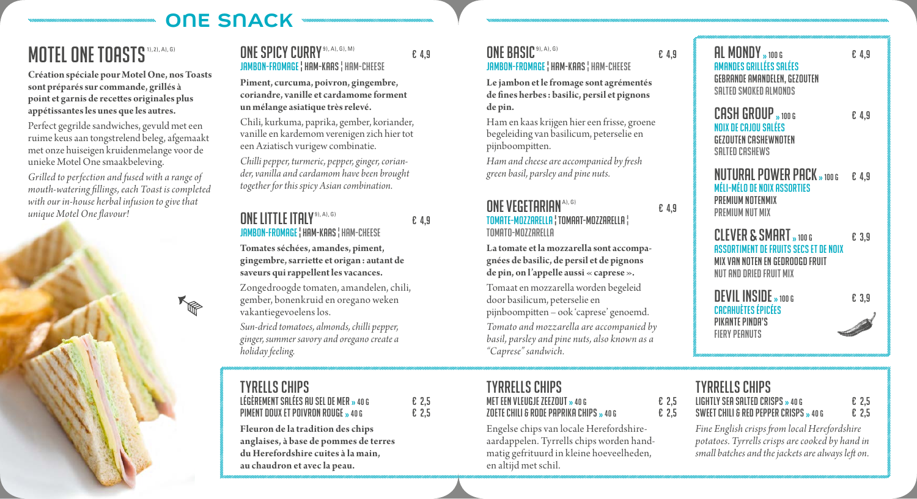# ONE SNACK

## MOTEL ONE TOASTS [1), 2), A), G)]

**Création spéciale pour Motel One, nos Toasts sont préparés sur commande, grillés à point et garnis de recettes originales plus appétissantes les unes que les autres.**

Perfect gegrilde sandwiches, gevuld met een ruime keus aan tongstrelend beleg, afgemaakt met onze huiseigen kruidenmelange voor de unieke Motel One smaakbeleving.

*Grilled to perfection and fused with a range of mouth-watering fillings, each Toast is completed with our in-house herbal infusion to give that unique Motel One flavour!*

### ONE SPICY CURRY [9), A), G), M)] — € 4,9

JAMBON-FROMAGE ¦ HAM-KAAS ¦ HAM-CHEESE

**Piment, curcuma, poivron, gingembre, coriandre, vanille et cardamome forment un mélange asiatique très relevé.**

Chili, kurkuma, paprika, gember, koriander, vanille en kardemom verenigen zich hier tot een Aziatisch vurigew combinatie.

*Chilli pepper, turmeric, pepper, ginger, coriander, vanilla and cardamom have been brought together for this spicy Asian combination.*

### ONE LITTLE ITALY [9), A), G)] — € 4,9

JAMBON-FROMAGE ¦ HAM-KAAS ¦ HAM-CHEESE

**Tomates séchées, amandes, piment, gingembre, sarriette et origan : autant de saveurs qui rappellent les vacances.**

Zongedroogde tomaten, amandelen, chili, gember, bonenkruid en oregano weken vakantiegevoelens los.

*Sun-dried tomatoes, almonds, chilli pepper, ginger, summer savory and oregano create a holiday feeling.*

### ONE BASIC [9), A), G)] — € 4,9

JAMBON-FROMAGE ¦ HAM-KAAS ¦ HAM-CHEESE

**Le jambon et le fromage sont agrémentés de fines herbes : basilic, persil et pignons de pin.**

Ham en kaas krijgen hier een frisse, groene begeleiding van basilicum, peterselie en pijnboompitten.

*Ham and cheese are accompanied by fresh green basil, parsley and pine nuts.*

### ONE VEGETARIAN [A), G)] — € 4,9

TOMATE-MOZZARELLA ¦ TOMAAT-MOZZARELLA ¦ TOMATO-MOZZARELLA

**La tomate et la mozzarella sont accompagnées de basilic, de persil et de pignons de pin, on l'appelle aussi « caprese ».**

Tomaat en mozzarella worden begeleid door basilicum, peterselie en pijnboompitten – ook 'caprese' genoemd.

*Tomato and mozzarella are accompanied by basil, parsley and pine nuts, also known as a "Caprese" sandwich.*

### AL MONDY » 100 G — € 4,9

AMANDES GRILLÉES SALÉES
GEBRANDE AMANDELEN, GEZOUTEN
SALTED SMOKED ALMONDS

### CASH GROUP » 100 G — € 4,9

NOIX DE CAJOU SALÉES
GEZOUTEN CASHEWNOTEN
SALTED CASHEWS

### NUTURAL POWER PACK » 100 G — € 4,9

MÉLI-MÉLO DE NOIX ASSORTIES
PREMIUM NOTENMIX
PREMIUM NUT MIX

### CLEVER & SMART » 100 G — € 3,9

ASSORTIMENT DE FRUITS SECS ET DE NOIX
MIX VAN NOTEN EN GEDROOGD FRUIT
NUT AND DRIED FRUIT MIX

### DEVIL INSIDE » 100 G — € 3,9

CACAHUÈTES ÉPICÉES
PIKANTE PINDA'S
FIERY PEANUTS

### TYRELLS CHIPS

LÉGÈREMENT SALÉES AU SEL DE MER » 40 G — € 2,5
PIMENT DOUX ET POIVRON ROUGE » 40 G — € 2,5

**Fleuron de la tradition des chips anglaises, à base de pommes de terres du Herefordshire cuites à la main, au chaudron et avec la peau.**

### TYRRELLS CHIPS

MET EEN VLEUGJE ZEEZOUT » 40 G — € 2,5
ZOETE CHILI & RODE PAPRIKA CHIPS » 40 G — € 2,5

Engelse chips van locale Herefordshire-aardappelen. Tyrrells chips worden handmatig gefrituurd in kleine hoeveelheden, en altijd met schil.

### TYRRELLS CHIPS

LIGHTLY SEA SALTED CRISPS » 40 G — € 2,5
SWEET CHILI & RED PEPPER CRISPS » 40 G — € 2,5

*Fine English crisps from local Herefordshire potatoes. Tyrrells crisps are cooked by hand in small batches and the jackets are always left on.*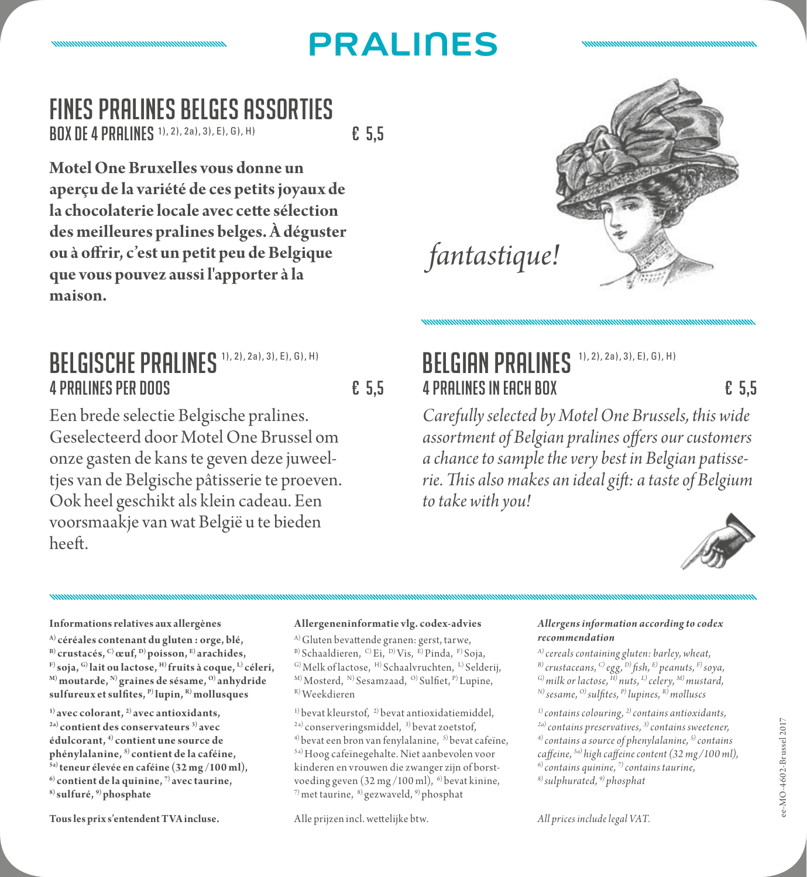# PRALINES

## FINES PRALINES BELGES ASSORTIES

### BOX DE 4 PRALINES 1), 2), 2a), 3), E), G), H) € 5,5

**Motel One Bruxelles vous donne un aperçu de la variété de ces petits joyaux de la chocolaterie locale avec cette sélection des meilleures pralines belges. À déguster ou à offrir, c'est un petit peu de Belgique que vous pouvez aussi l'apporter à la maison.**

*fantastique!*

## BELGISCHE PRALINES 1), 2), 2a), 3), E), G), H)

### 4 PRALINES PER DOOS € 5,5

Een brede selectie Belgische pralines. Geselecteerd door Motel One Brussel om onze gasten de kans te geven deze juweeltjes van de Belgische pâtisserie te proeven. Ook heel geschikt als klein cadeau. Een voorsmaakje van wat België u te bieden heeft.

## BELGIAN PRALINES 1), 2), 2a), 3), E), G), H)

### 4 PRALINES IN EACH BOX € 5,5

*Carefully selected by Motel One Brussels, this wide assortment of Belgian pralines offers our customers a chance to sample the very best in Belgian patisserie. This also makes an ideal gift: a taste of Belgium to take with you!*

**Informations relatives aux allergènes**

**A) céréales contenant du gluten : orge, blé, B) crustacés, C) œuf, D) poisson, E) arachides, F) soja, G) lait ou lactose, H) fruits à coque, L) céleri, M) moutarde, N) graines de sésame, O) anhydride sulfureux et sulfites, P) lupin, R) mollusques**

**1) avec colorant, 2) avec antioxidants, 2a) contient des conservateurs 3) avec édulcorant, 4) contient une source de phénylalanine, 5) contient de la caféine, 5a) teneur élevée en caféine (32 mg / 100 ml), 6) contient de la quinine, 7) avec taurine, 8) sulfuré, 9) phosphate**

**Tous les prix s'entendent TVA incluse.**

**Allergeneninformatie vlg. codex-advies**

A) Gluten bevattende granen: gerst, tarwe, B) Schaaldieren, C) Ei, D) Vis, E) Pinda, F) Soja, G) Melk of lactose, H) Schaalvruchten, L) Selderij, M) Mosterd, N) Sesamzaad, O) Sulfiet, P) Lupine, R) Weekdieren

1) bevat kleurstof, 2) bevat antioxidatiemiddel, 2a) conserveringsmiddel, 3) bevat zoetstof, 4) bevat een bron van fenylalanine, 5) bevat cafeïne, 5a) Hoog cafeïnegehalte. Niet aanbevolen voor kinderen en vrouwen die zwanger zijn of borstvoeding geven (32 mg / 100 ml), 6) bevat kinine, 7) met taurine, 8) gezwaveld, 9) phosphat

Alle prijzen incl. wettelijke btw.

***Allergens information according to codex recommendation***

*A) cereals containing gluten: barley, wheat, B) crustaceans, C) egg, D) fish, E) peanuts, F) soya, G) milk or lactose, H) nuts, L) celery, M) mustard, N) sesame, O) sulfites, P) lupines, R) molluscs*

*1) contains colouring, 2) contains antioxidants, 2a) contains preservatives, 3) contains sweetener, 4) contains a source of phenylalanine, 5) contains caffeine, 5a) high caffeine content (32 mg / 100 ml), 6) contains quinine, 7) contains taurine, 8) sulphurated, 9) phosphat*

*All prices include legal VAT.*

ee-MO-4602-Brussel 2017